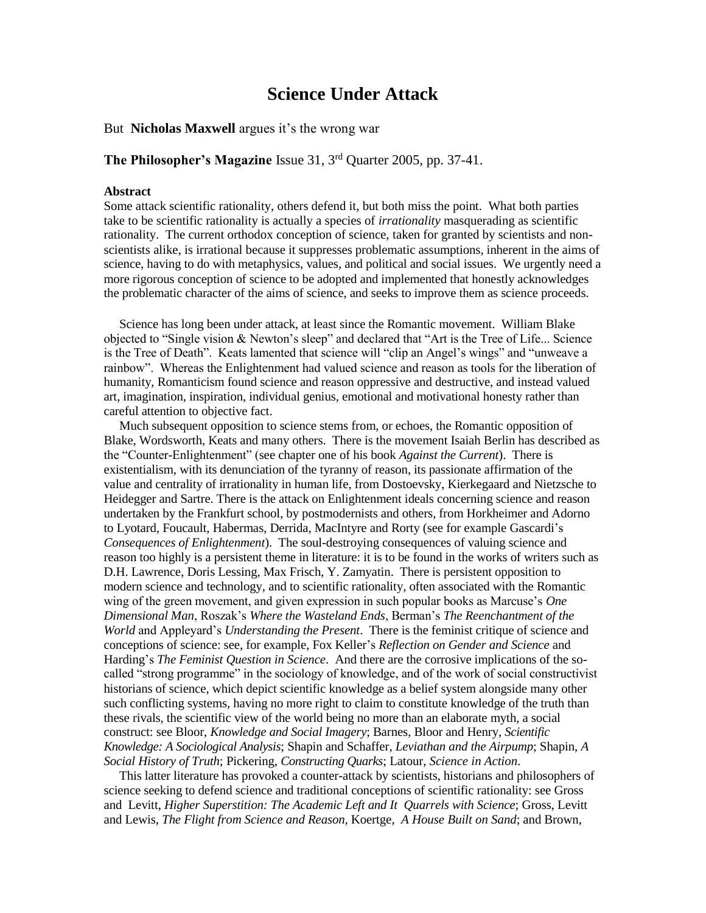# Science Under Attack

But **Nicholas Maxwell** argues it's the wrong war

**The Philosopher's Magazine** Issue 31, 3rd Quarter 2005, pp. 37-41.

**Abstract**

Some attack scientific rationality, others defend it, but both miss the point. What both parties take to be scientific rationality is actually a species of *irrationality* masquerading as scientific rationality. The current orthodox conception of science, taken for granted by scientists and non-scientists alike, is irrational because it suppresses problematic assumptions, inherent in the aims of science, having to do with metaphysics, values, and political and social issues. We urgently need a more rigorous conception of science to be adopted and implemented that honestly acknowledges the problematic character of the aims of science, and seeks to improve them as science proceeds.

Science has long been under attack, at least since the Romantic movement. William Blake objected to "Single vision & Newton's sleep" and declared that "Art is the Tree of Life... Science is the Tree of Death". Keats lamented that science will "clip an Angel's wings" and "unweave a rainbow". Whereas the Enlightenment had valued science and reason as tools for the liberation of humanity, Romanticism found science and reason oppressive and destructive, and instead valued art, imagination, inspiration, individual genius, emotional and motivational honesty rather than careful attention to objective fact.

Much subsequent opposition to science stems from, or echoes, the Romantic opposition of Blake, Wordsworth, Keats and many others. There is the movement Isaiah Berlin has described as the "Counter-Enlightenment" (see chapter one of his book *Against the Current*). There is existentialism, with its denunciation of the tyranny of reason, its passionate affirmation of the value and centrality of irrationality in human life, from Dostoevsky, Kierkegaard and Nietzsche to Heidegger and Sartre. There is the attack on Enlightenment ideals concerning science and reason undertaken by the Frankfurt school, by postmodernists and others, from Horkheimer and Adorno to Lyotard, Foucault, Habermas, Derrida, MacIntyre and Rorty (see for example Gascardi's *Consequences of Enlightenment*). The soul-destroying consequences of valuing science and reason too highly is a persistent theme in literature: it is to be found in the works of writers such as D.H. Lawrence, Doris Lessing, Max Frisch, Y. Zamyatin. There is persistent opposition to modern science and technology, and to scientific rationality, often associated with the Romantic wing of the green movement, and given expression in such popular books as Marcuse's *One Dimensional Man*, Roszak's *Where the Wasteland Ends*, Berman's *The Reenchantment of the World* and Appleyard's *Understanding the Present*. There is the feminist critique of science and conceptions of science: see, for example, Fox Keller's *Reflection on Gender and Science* and Harding's *The Feminist Question in Science*. And there are the corrosive implications of the so-called "strong programme" in the sociology of knowledge, and of the work of social constructivist historians of science, which depict scientific knowledge as a belief system alongside many other such conflicting systems, having no more right to claim to constitute knowledge of the truth than these rivals, the scientific view of the world being no more than an elaborate myth, a social construct: see Bloor, *Knowledge and Social Imagery*; Barnes, Bloor and Henry, *Scientific Knowledge: A Sociological Analysis*; Shapin and Schaffer, *Leviathan and the Airpump*; Shapin, *A Social History of Truth*; Pickering, *Constructing Quarks*; Latour, *Science in Action*.

This latter literature has provoked a counter-attack by scientists, historians and philosophers of science seeking to defend science and traditional conceptions of scientific rationality: see Gross and Levitt, *Higher Superstition: The Academic Left and It Quarrels with Science*; Gross, Levitt and Lewis, *The Flight from Science and Reason*, Koertge, *A House Built on Sand*; and Brown,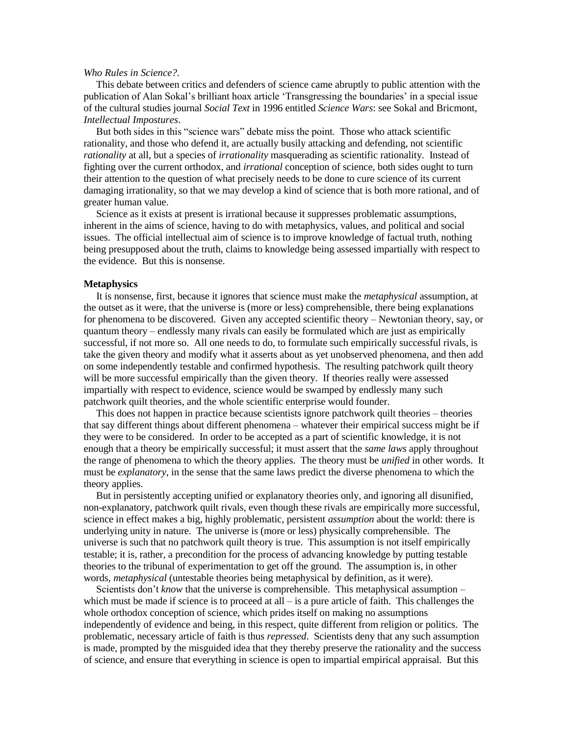*Who Rules in Science?*.

This debate between critics and defenders of science came abruptly to public attention with the publication of Alan Sokal's brilliant hoax article 'Transgressing the boundaries' in a special issue of the cultural studies journal *Social Text* in 1996 entitled *Science Wars*: see Sokal and Bricmont, *Intellectual Impostures*.

But both sides in this "science wars" debate miss the point. Those who attack scientific rationality, and those who defend it, are actually busily attacking and defending, not scientific *rationality* at all, but a species of *irrationality* masquerading as scientific rationality. Instead of fighting over the current orthodox, and *irrational* conception of science, both sides ought to turn their attention to the question of what precisely needs to be done to cure science of its current damaging irrationality, so that we may develop a kind of science that is both more rational, and of greater human value.

Science as it exists at present is irrational because it suppresses problematic assumptions, inherent in the aims of science, having to do with metaphysics, values, and political and social issues. The official intellectual aim of science is to improve knowledge of factual truth, nothing being presupposed about the truth, claims to knowledge being assessed impartially with respect to the evidence. But this is nonsense.

**Metaphysics**

It is nonsense, first, because it ignores that science must make the *metaphysical* assumption, at the outset as it were, that the universe is (more or less) comprehensible, there being explanations for phenomena to be discovered. Given any accepted scientific theory – Newtonian theory, say, or quantum theory – endlessly many rivals can easily be formulated which are just as empirically successful, if not more so. All one needs to do, to formulate such empirically successful rivals, is take the given theory and modify what it asserts about as yet unobserved phenomena, and then add on some independently testable and confirmed hypothesis. The resulting patchwork quilt theory will be more successful empirically than the given theory. If theories really were assessed impartially with respect to evidence, science would be swamped by endlessly many such patchwork quilt theories, and the whole scientific enterprise would founder.

This does not happen in practice because scientists ignore patchwork quilt theories – theories that say different things about different phenomena – whatever their empirical success might be if they were to be considered. In order to be accepted as a part of scientific knowledge, it is not enough that a theory be empirically successful; it must assert that the *same laws* apply throughout the range of phenomena to which the theory applies. The theory must be *unified* in other words. It must be *explanatory*, in the sense that the same laws predict the diverse phenomena to which the theory applies.

But in persistently accepting unified or explanatory theories only, and ignoring all disunified, non-explanatory, patchwork quilt rivals, even though these rivals are empirically more successful, science in effect makes a big, highly problematic, persistent *assumption* about the world: there is underlying unity in nature. The universe is (more or less) physically comprehensible. The universe is such that no patchwork quilt theory is true. This assumption is not itself empirically testable; it is, rather, a precondition for the process of advancing knowledge by putting testable theories to the tribunal of experimentation to get off the ground. The assumption is, in other words, *metaphysical* (untestable theories being metaphysical by definition, as it were).

Scientists don't *know* that the universe is comprehensible. This metaphysical assumption – which must be made if science is to proceed at all – is a pure article of faith. This challenges the whole orthodox conception of science, which prides itself on making no assumptions independently of evidence and being, in this respect, quite different from religion or politics. The problematic, necessary article of faith is thus *repressed*. Scientists deny that any such assumption is made, prompted by the misguided idea that they thereby preserve the rationality and the success of science, and ensure that everything in science is open to impartial empirical appraisal. But this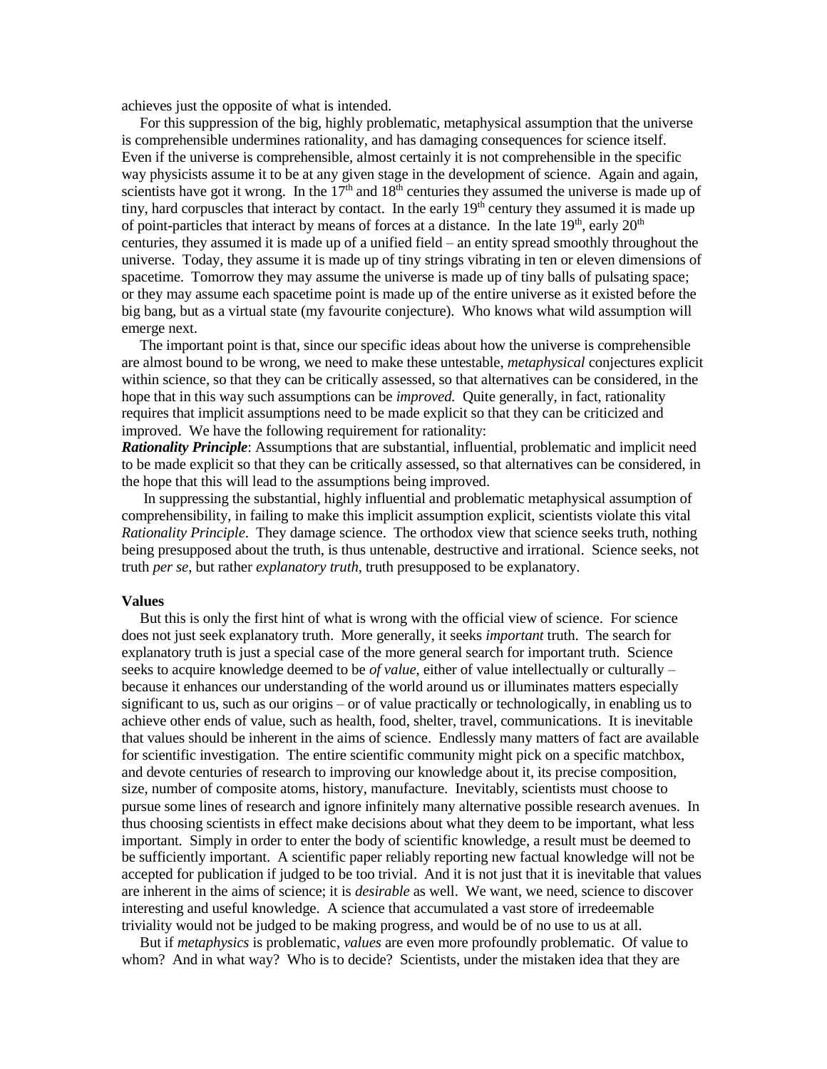achieves just the opposite of what is intended.

For this suppression of the big, highly problematic, metaphysical assumption that the universe is comprehensible undermines rationality, and has damaging consequences for science itself. Even if the universe is comprehensible, almost certainly it is not comprehensible in the specific way physicists assume it to be at any given stage in the development of science. Again and again, scientists have got it wrong. In the 17th and 18th centuries they assumed the universe is made up of tiny, hard corpuscles that interact by contact. In the early 19th century they assumed it is made up of point-particles that interact by means of forces at a distance. In the late 19th, early 20th centuries, they assumed it is made up of a unified field – an entity spread smoothly throughout the universe. Today, they assume it is made up of tiny strings vibrating in ten or eleven dimensions of spacetime. Tomorrow they may assume the universe is made up of tiny balls of pulsating space; or they may assume each spacetime point is made up of the entire universe as it existed before the big bang, but as a virtual state (my favourite conjecture). Who knows what wild assumption will emerge next.

The important point is that, since our specific ideas about how the universe is comprehensible are almost bound to be wrong, we need to make these untestable, *metaphysical* conjectures explicit within science, so that they can be critically assessed, so that alternatives can be considered, in the hope that in this way such assumptions can be *improved.* Quite generally, in fact, rationality requires that implicit assumptions need to be made explicit so that they can be criticized and improved. We have the following requirement for rationality:

***Rationality Principle***: Assumptions that are substantial, influential, problematic and implicit need to be made explicit so that they can be critically assessed, so that alternatives can be considered, in the hope that this will lead to the assumptions being improved.

In suppressing the substantial, highly influential and problematic metaphysical assumption of comprehensibility, in failing to make this implicit assumption explicit, scientists violate this vital *Rationality Principle*. They damage science. The orthodox view that science seeks truth, nothing being presupposed about the truth, is thus untenable, destructive and irrational. Science seeks, not truth *per se,* but rather *explanatory truth*, truth presupposed to be explanatory.

**Values**

But this is only the first hint of what is wrong with the official view of science. For science does not just seek explanatory truth. More generally, it seeks *important* truth. The search for explanatory truth is just a special case of the more general search for important truth. Science seeks to acquire knowledge deemed to be *of value*, either of value intellectually or culturally – because it enhances our understanding of the world around us or illuminates matters especially significant to us, such as our origins – or of value practically or technologically, in enabling us to achieve other ends of value, such as health, food, shelter, travel, communications. It is inevitable that values should be inherent in the aims of science. Endlessly many matters of fact are available for scientific investigation. The entire scientific community might pick on a specific matchbox, and devote centuries of research to improving our knowledge about it, its precise composition, size, number of composite atoms, history, manufacture. Inevitably, scientists must choose to pursue some lines of research and ignore infinitely many alternative possible research avenues. In thus choosing scientists in effect make decisions about what they deem to be important, what less important. Simply in order to enter the body of scientific knowledge, a result must be deemed to be sufficiently important. A scientific paper reliably reporting new factual knowledge will not be accepted for publication if judged to be too trivial. And it is not just that it is inevitable that values are inherent in the aims of science; it is *desirable* as well. We want, we need, science to discover interesting and useful knowledge. A science that accumulated a vast store of irredeemable triviality would not be judged to be making progress, and would be of no use to us at all.

But if *metaphysics* is problematic, *values* are even more profoundly problematic. Of value to whom? And in what way? Who is to decide? Scientists, under the mistaken idea that they are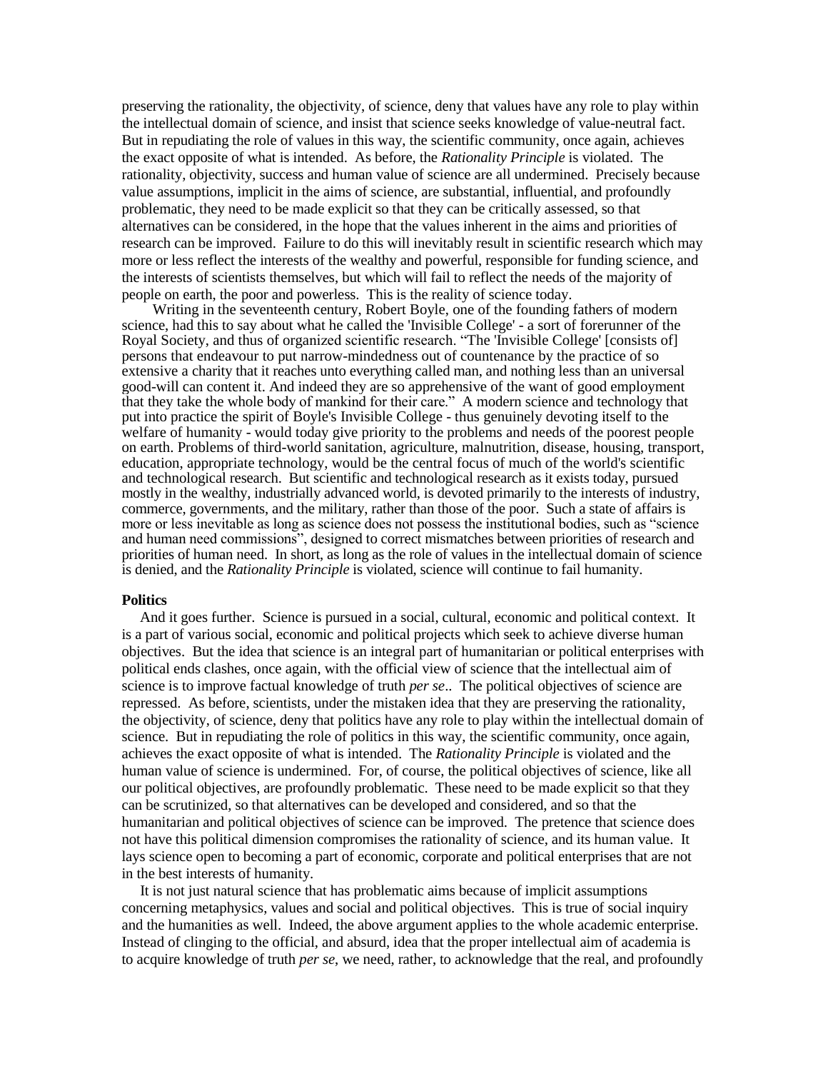preserving the rationality, the objectivity, of science, deny that values have any role to play within the intellectual domain of science, and insist that science seeks knowledge of value-neutral fact. But in repudiating the role of values in this way, the scientific community, once again, achieves the exact opposite of what is intended. As before, the *Rationality Principle* is violated. The rationality, objectivity, success and human value of science are all undermined. Precisely because value assumptions, implicit in the aims of science, are substantial, influential, and profoundly problematic, they need to be made explicit so that they can be critically assessed, so that alternatives can be considered, in the hope that the values inherent in the aims and priorities of research can be improved. Failure to do this will inevitably result in scientific research which may more or less reflect the interests of the wealthy and powerful, responsible for funding science, and the interests of scientists themselves, but which will fail to reflect the needs of the majority of people on earth, the poor and powerless. This is the reality of science today.

Writing in the seventeenth century, Robert Boyle, one of the founding fathers of modern science, had this to say about what he called the 'Invisible College' - a sort of forerunner of the Royal Society, and thus of organized scientific research. "The 'Invisible College' [consists of] persons that endeavour to put narrow-mindedness out of countenance by the practice of so extensive a charity that it reaches unto everything called man, and nothing less than an universal good-will can content it. And indeed they are so apprehensive of the want of good employment that they take the whole body of mankind for their care." A modern science and technology that put into practice the spirit of Boyle's Invisible College - thus genuinely devoting itself to the welfare of humanity - would today give priority to the problems and needs of the poorest people on earth. Problems of third-world sanitation, agriculture, malnutrition, disease, housing, transport, education, appropriate technology, would be the central focus of much of the world's scientific and technological research. But scientific and technological research as it exists today, pursued mostly in the wealthy, industrially advanced world, is devoted primarily to the interests of industry, commerce, governments, and the military, rather than those of the poor. Such a state of affairs is more or less inevitable as long as science does not possess the institutional bodies, such as "science and human need commissions", designed to correct mismatches between priorities of research and priorities of human need. In short, as long as the role of values in the intellectual domain of science is denied, and the *Rationality Principle* is violated, science will continue to fail humanity.

**Politics**

And it goes further. Science is pursued in a social, cultural, economic and political context. It is a part of various social, economic and political projects which seek to achieve diverse human objectives. But the idea that science is an integral part of humanitarian or political enterprises with political ends clashes, once again, with the official view of science that the intellectual aim of science is to improve factual knowledge of truth *per se*.. The political objectives of science are repressed. As before, scientists, under the mistaken idea that they are preserving the rationality, the objectivity, of science, deny that politics have any role to play within the intellectual domain of science. But in repudiating the role of politics in this way, the scientific community, once again, achieves the exact opposite of what is intended. The *Rationality Principle* is violated and the human value of science is undermined. For, of course, the political objectives of science, like all our political objectives, are profoundly problematic. These need to be made explicit so that they can be scrutinized, so that alternatives can be developed and considered, and so that the humanitarian and political objectives of science can be improved. The pretence that science does not have this political dimension compromises the rationality of science, and its human value. It lays science open to becoming a part of economic, corporate and political enterprises that are not in the best interests of humanity.

It is not just natural science that has problematic aims because of implicit assumptions concerning metaphysics, values and social and political objectives. This is true of social inquiry and the humanities as well. Indeed, the above argument applies to the whole academic enterprise. Instead of clinging to the official, and absurd, idea that the proper intellectual aim of academia is to acquire knowledge of truth *per se*, we need, rather, to acknowledge that the real, and profoundly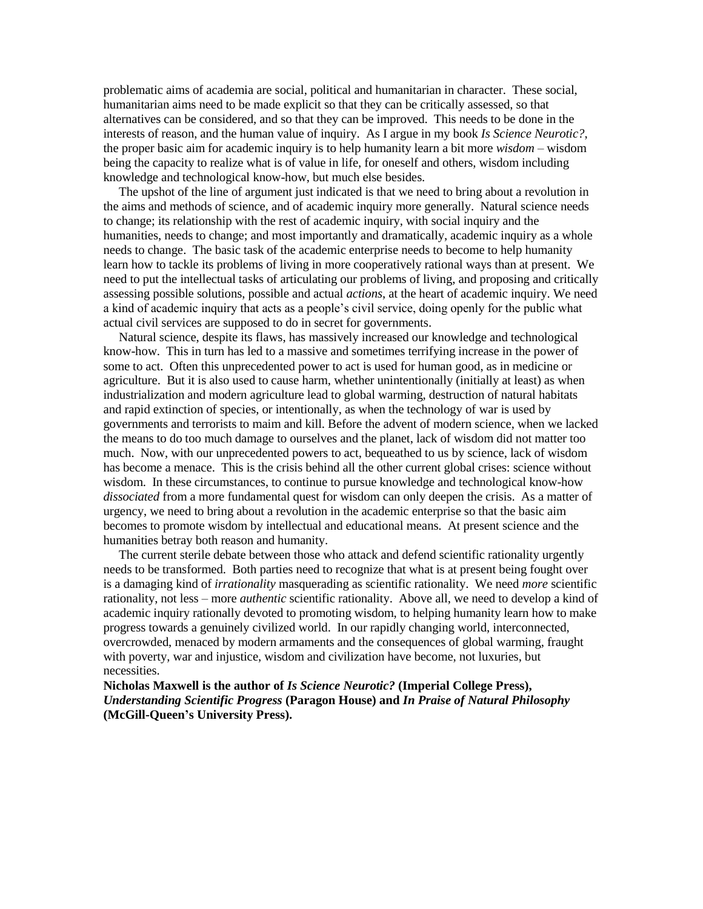problematic aims of academia are social, political and humanitarian in character. These social, humanitarian aims need to be made explicit so that they can be critically assessed, so that alternatives can be considered, and so that they can be improved. This needs to be done in the interests of reason, and the human value of inquiry. As I argue in my book *Is Science Neurotic?*, the proper basic aim for academic inquiry is to help humanity learn a bit more *wisdom* – wisdom being the capacity to realize what is of value in life, for oneself and others, wisdom including knowledge and technological know-how, but much else besides.

The upshot of the line of argument just indicated is that we need to bring about a revolution in the aims and methods of science, and of academic inquiry more generally. Natural science needs to change; its relationship with the rest of academic inquiry, with social inquiry and the humanities, needs to change; and most importantly and dramatically, academic inquiry as a whole needs to change. The basic task of the academic enterprise needs to become to help humanity learn how to tackle its problems of living in more cooperatively rational ways than at present. We need to put the intellectual tasks of articulating our problems of living, and proposing and critically assessing possible solutions, possible and actual *actions*, at the heart of academic inquiry. We need a kind of academic inquiry that acts as a people's civil service, doing openly for the public what actual civil services are supposed to do in secret for governments.

Natural science, despite its flaws, has massively increased our knowledge and technological know-how. This in turn has led to a massive and sometimes terrifying increase in the power of some to act. Often this unprecedented power to act is used for human good, as in medicine or agriculture. But it is also used to cause harm, whether unintentionally (initially at least) as when industrialization and modern agriculture lead to global warming, destruction of natural habitats and rapid extinction of species, or intentionally, as when the technology of war is used by governments and terrorists to maim and kill. Before the advent of modern science, when we lacked the means to do too much damage to ourselves and the planet, lack of wisdom did not matter too much. Now, with our unprecedented powers to act, bequeathed to us by science, lack of wisdom has become a menace. This is the crisis behind all the other current global crises: science without wisdom. In these circumstances, to continue to pursue knowledge and technological know-how *dissociated* from a more fundamental quest for wisdom can only deepen the crisis. As a matter of urgency, we need to bring about a revolution in the academic enterprise so that the basic aim becomes to promote wisdom by intellectual and educational means. At present science and the humanities betray both reason and humanity.

The current sterile debate between those who attack and defend scientific rationality urgently needs to be transformed. Both parties need to recognize that what is at present being fought over is a damaging kind of *irrationality* masquerading as scientific rationality. We need *more* scientific rationality, not less – more *authentic* scientific rationality. Above all, we need to develop a kind of academic inquiry rationally devoted to promoting wisdom, to helping humanity learn how to make progress towards a genuinely civilized world. In our rapidly changing world, interconnected, overcrowded, menaced by modern armaments and the consequences of global warming, fraught with poverty, war and injustice, wisdom and civilization have become, not luxuries, but necessities.

**Nicholas Maxwell is the author of *Is Science Neurotic?* (Imperial College Press), *Understanding Scientific Progress* (Paragon House) and *In Praise of Natural Philosophy* (McGill-Queen's University Press).**